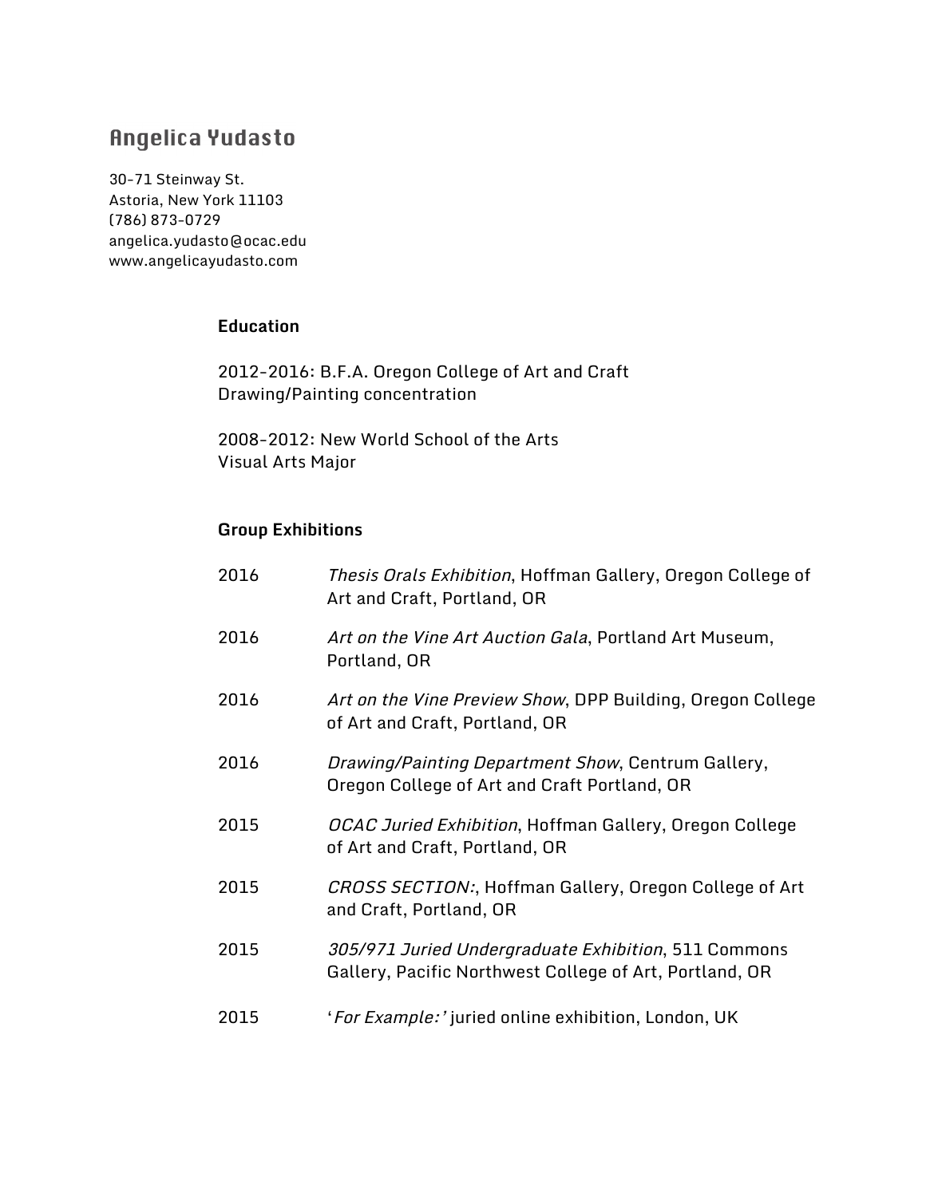# Angelica Yudasto

30-71 Steinway St.
Astoria, New York 11103
(786) 873-0729
angelica.yudasto@ocac.edu
www.angelicayudasto.com

## Education

2012-2016: B.F.A. Oregon College of Art and Craft
Drawing/Painting concentration

2008-2012: New World School of the Arts
Visual Arts Major

## Group Exhibitions

2016 *Thesis Orals Exhibition*, Hoffman Gallery, Oregon College of Art and Craft, Portland, OR

2016 *Art on the Vine Art Auction Gala*, Portland Art Museum, Portland, OR

2016 *Art on the Vine Preview Show*, DPP Building, Oregon College of Art and Craft, Portland, OR

2016 *Drawing/Painting Department Show*, Centrum Gallery, Oregon College of Art and Craft Portland, OR

2015 *OCAC Juried Exhibition*, Hoffman Gallery, Oregon College of Art and Craft, Portland, OR

2015 *CROSS SECTION:*, Hoffman Gallery, Oregon College of Art and Craft, Portland, OR

2015 *305/971 Juried Undergraduate Exhibition*, 511 Commons Gallery, Pacific Northwest College of Art, Portland, OR

2015 '*For Example:'* juried online exhibition, London, UK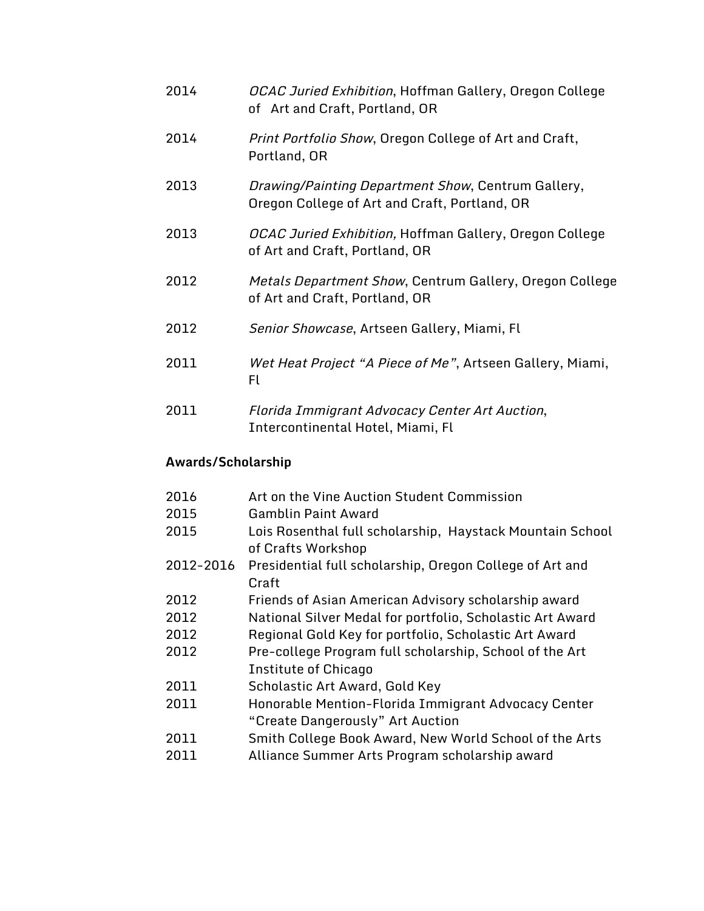2014 *OCAC Juried Exhibition*, Hoffman Gallery, Oregon College of Art and Craft, Portland, OR

2014 *Print Portfolio Show*, Oregon College of Art and Craft, Portland, OR

2013 *Drawing/Painting Department Show*, Centrum Gallery, Oregon College of Art and Craft, Portland, OR

2013 *OCAC Juried Exhibition,* Hoffman Gallery, Oregon College of Art and Craft, Portland, OR

2012 *Metals Department Show*, Centrum Gallery, Oregon College of Art and Craft, Portland, OR

2012 *Senior Showcase*, Artseen Gallery, Miami, Fl

2011 *Wet Heat Project "A Piece of Me"*, Artseen Gallery, Miami, Fl

2011 *Florida Immigrant Advocacy Center Art Auction*, Intercontinental Hotel, Miami, Fl

**Awards/Scholarship**

2016 Art on the Vine Auction Student Commission
2015 Gamblin Paint Award
2015 Lois Rosenthal full scholarship, Haystack Mountain School of Crafts Workshop
2012-2016 Presidential full scholarship, Oregon College of Art and Craft
2012 Friends of Asian American Advisory scholarship award
2012 National Silver Medal for portfolio, Scholastic Art Award
2012 Regional Gold Key for portfolio, Scholastic Art Award
2012 Pre-college Program full scholarship, School of the Art Institute of Chicago
2011 Scholastic Art Award, Gold Key
2011 Honorable Mention-Florida Immigrant Advocacy Center "Create Dangerously" Art Auction
2011 Smith College Book Award, New World School of the Arts
2011 Alliance Summer Arts Program scholarship award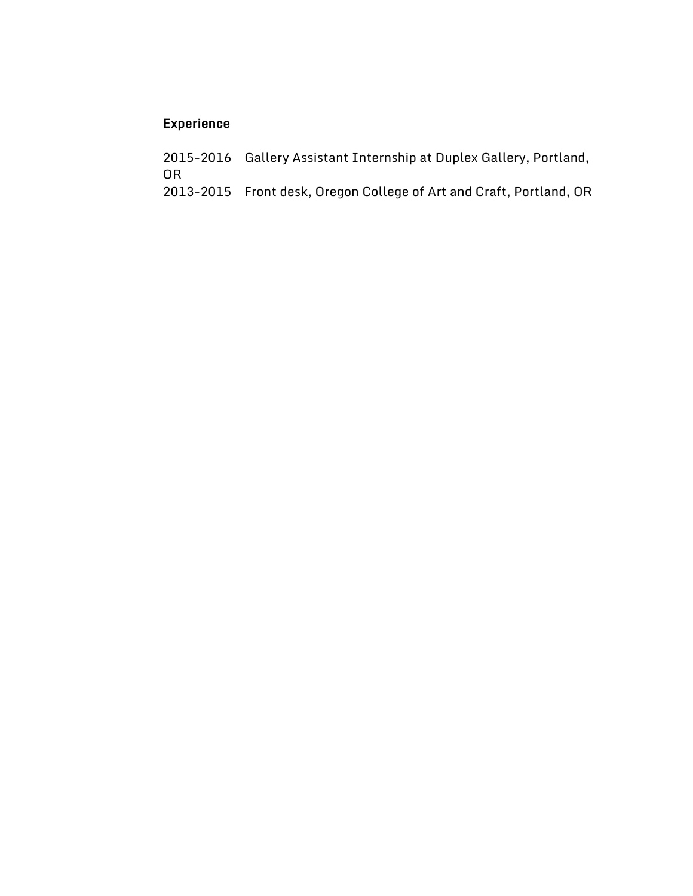**Experience**

2015-2016 Gallery Assistant Internship at Duplex Gallery, Portland, OR
2013-2015 Front desk, Oregon College of Art and Craft, Portland, OR